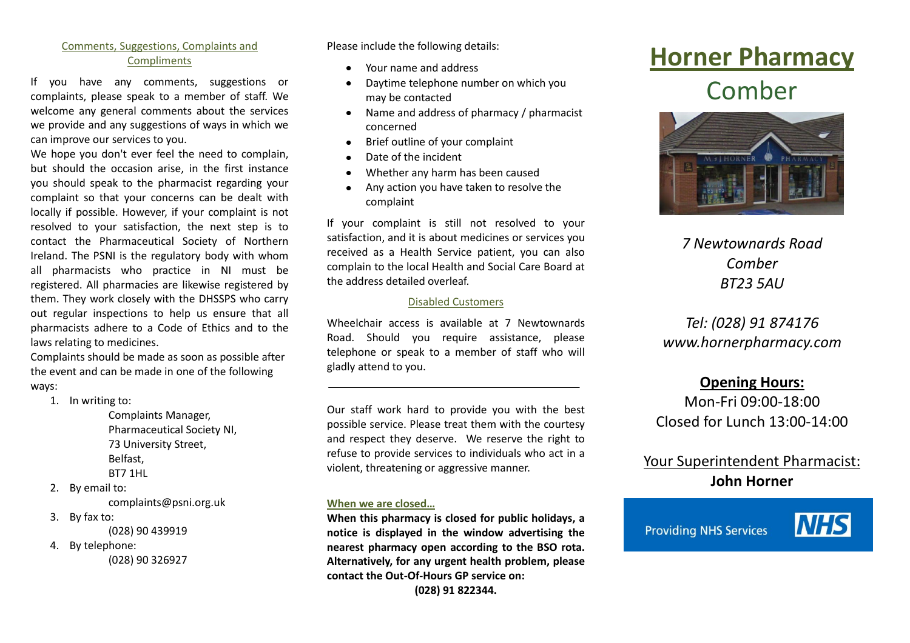## Comments, Suggestions, Complaints and Compliments

If you have any comments, suggestions or complaints, please speak to a member of staff. We welcome any general comments about the services we provide and any suggestions of ways in which we can improve our services to you.

We hope you don't ever feel the need to complain, but should the occasion arise, in the first instance you should speak to the pharmacist regarding your complaint so that your concerns can be dealt with locally if possible. However, if your complaint is not resolved to your satisfaction, the next step is to contact the Pharmaceutical Society of Northern Ireland. The PSNI is the regulatory body with whom all pharmacists who practice in NI must be registered. All pharmacies are likewise registered by them. They work closely with the DHSSPS who carry out regular inspections to help us ensure that all pharmacists adhere to a Code of Ethics and to the laws relating to medicines.

Complaints should be made as soon as possible after the event and can be made in one of the following ways:

1. In writing to:

   Complaints Manager,
   Pharmaceutical Society NI,
   73 University Street,
   Belfast,
   BT7 1HL

2. By email to:

   complaints@psni.org.uk

3. By fax to:

   (028) 90 439919

4. By telephone:

   (028) 90 326927

Please include the following details:

- Your name and address
- Daytime telephone number on which you may be contacted
- Name and address of pharmacy / pharmacist concerned
- Brief outline of your complaint
- Date of the incident
- Whether any harm has been caused
- Any action you have taken to resolve the complaint

If your complaint is still not resolved to your satisfaction, and it is about medicines or services you received as a Health Service patient, you can also complain to the local Health and Social Care Board at the address detailed overleaf.

## Disabled Customers

Wheelchair access is available at 7 Newtownards Road. Should you require assistance, please telephone or speak to a member of staff who will gladly attend to you.

---

Our staff work hard to provide you with the best possible service. Please treat them with the courtesy and respect they deserve. We reserve the right to refuse to provide services to individuals who act in a violent, threatening or aggressive manner.

**When we are closed…**

**When this pharmacy is closed for public holidays, a notice is displayed in the window advertising the nearest pharmacy open according to the BSO rota. Alternatively, for any urgent health problem, please contact the Out-Of-Hours GP service on:**

**(028) 91 822344.**

# Horner Pharmacy

## Comber

*7 Newtownards Road*
*Comber*
*BT23 5AU*

*Tel: (028) 91 874176*
*www.hornerpharmacy.com*

**Opening Hours:**

Mon-Fri 09:00-18:00
Closed for Lunch 13:00-14:00

Your Superintendent Pharmacist:
**John Horner**

Providing NHS Services NHS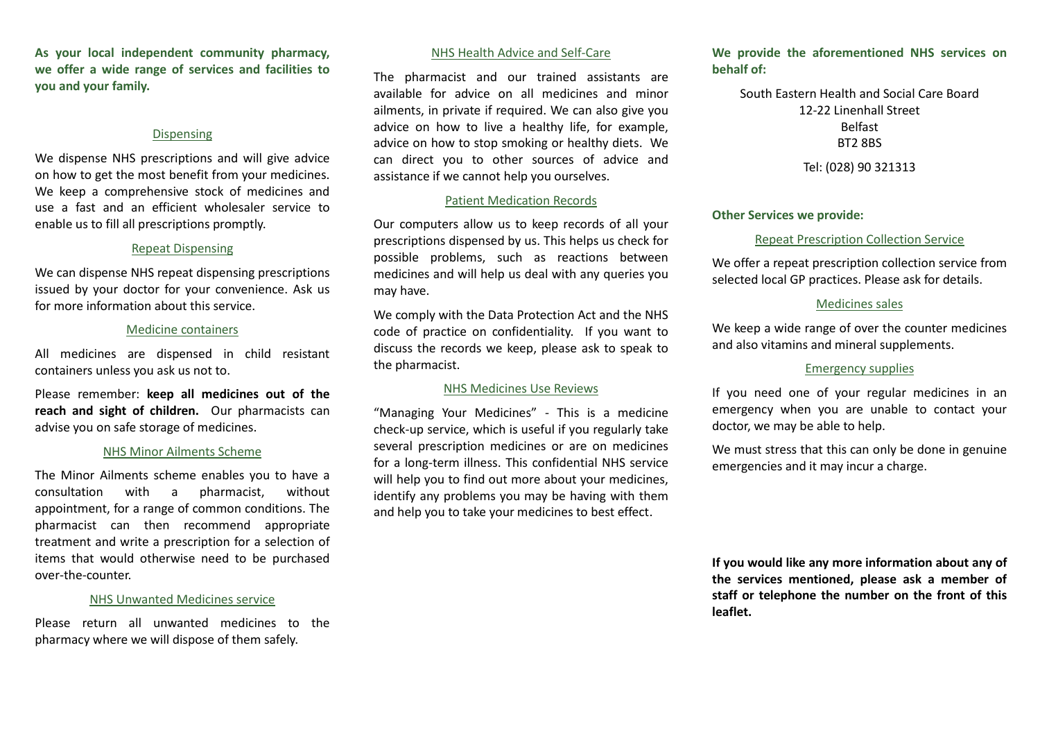**As your local independent community pharmacy, we offer a wide range of services and facilities to you and your family.**

### Dispensing

We dispense NHS prescriptions and will give advice on how to get the most benefit from your medicines. We keep a comprehensive stock of medicines and use a fast and an efficient wholesaler service to enable us to fill all prescriptions promptly.

### Repeat Dispensing

We can dispense NHS repeat dispensing prescriptions issued by your doctor for your convenience. Ask us for more information about this service.

### Medicine containers

All medicines are dispensed in child resistant containers unless you ask us not to.

Please remember: **keep all medicines out of the reach and sight of children.** Our pharmacists can advise you on safe storage of medicines.

### NHS Minor Ailments Scheme

The Minor Ailments scheme enables you to have a consultation with a pharmacist, without appointment, for a range of common conditions. The pharmacist can then recommend appropriate treatment and write a prescription for a selection of items that would otherwise need to be purchased over-the-counter.

### NHS Unwanted Medicines service

Please return all unwanted medicines to the pharmacy where we will dispose of them safely.

### NHS Health Advice and Self-Care

The pharmacist and our trained assistants are available for advice on all medicines and minor ailments, in private if required. We can also give you advice on how to live a healthy life, for example, advice on how to stop smoking or healthy diets. We can direct you to other sources of advice and assistance if we cannot help you ourselves.

### Patient Medication Records

Our computers allow us to keep records of all your prescriptions dispensed by us. This helps us check for possible problems, such as reactions between medicines and will help us deal with any queries you may have.

We comply with the Data Protection Act and the NHS code of practice on confidentiality. If you want to discuss the records we keep, please ask to speak to the pharmacist.

### NHS Medicines Use Reviews

"Managing Your Medicines" - This is a medicine check-up service, which is useful if you regularly take several prescription medicines or are on medicines for a long-term illness. This confidential NHS service will help you to find out more about your medicines, identify any problems you may be having with them and help you to take your medicines to best effect.

**We provide the aforementioned NHS services on behalf of:**

South Eastern Health and Social Care Board
12-22 Linenhall Street
Belfast
BT2 8BS

Tel: (028) 90 321313

**Other Services we provide:**

### Repeat Prescription Collection Service

We offer a repeat prescription collection service from selected local GP practices. Please ask for details.

### Medicines sales

We keep a wide range of over the counter medicines and also vitamins and mineral supplements.

### Emergency supplies

If you need one of your regular medicines in an emergency when you are unable to contact your doctor, we may be able to help.

We must stress that this can only be done in genuine emergencies and it may incur a charge.

**If you would like any more information about any of the services mentioned, please ask a member of staff or telephone the number on the front of this leaflet.**